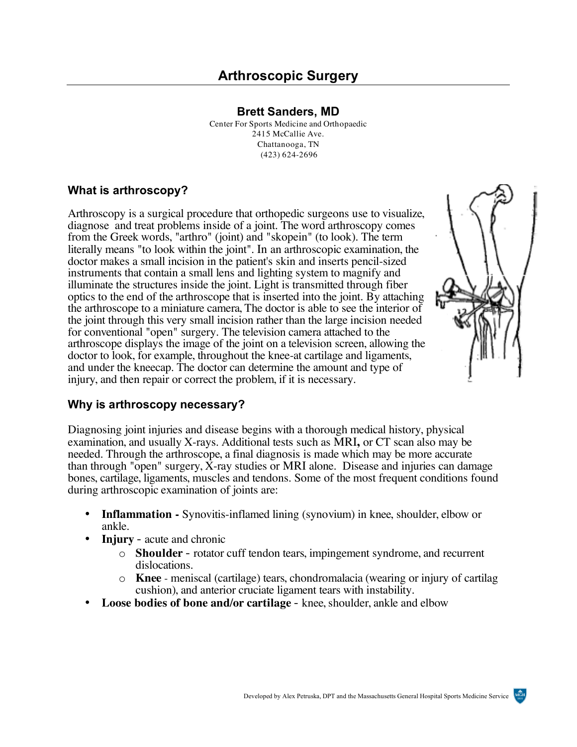# Arthroscopic Surgery

**Brett Sanders, MD**

Center For Sports Medicine and Orthopaedic
2415 McCallie Ave.
Chattanooga, TN
(423) 624-2696

## What is arthroscopy?

Arthroscopy is a surgical procedure that orthopedic surgeons use to visualize, diagnose and treat problems inside of a joint. The word arthroscopy comes from the Greek words, "arthro" (joint) and "skopein" (to look). The term literally means "to look within the joint". In an arthroscopic examination, the doctor makes a small incision in the patient's skin and inserts pencil-sized instruments that contain a small lens and lighting system to magnify and illuminate the structures inside the joint. Light is transmitted through fiber optics to the end of the arthroscope that is inserted into the joint. By attaching the arthroscope to a miniature camera, The doctor is able to see the interior of the joint through this very small incision rather than the large incision needed for conventional "open" surgery. The television camera attached to the arthroscope displays the image of the joint on a television screen, allowing the doctor to look, for example, throughout the knee-at cartilage and ligaments, and under the kneecap. The doctor can determine the amount and type of injury, and then repair or correct the problem, if it is necessary.

## Why is arthroscopy necessary?

Diagnosing joint injuries and disease begins with a thorough medical history, physical examination, and usually X-rays. Additional tests such as MRI**,** or CT scan also may be needed. Through the arthroscope, a final diagnosis is made which may be more accurate than through "open" surgery, X-ray studies or MRI alone. Disease and injuries can damage bones, cartilage, ligaments, muscles and tendons. Some of the most frequent conditions found during arthroscopic examination of joints are:

- **Inflammation -** Synovitis-inflamed lining (synovium) in knee, shoulder, elbow or ankle.
- **Injury** - acute and chronic
  - **Shoulder** - rotator cuff tendon tears, impingement syndrome, and recurrent dislocations.
  - **Knee** - meniscal (cartilage) tears, chondromalacia (wearing or injury of cartilag cushion), and anterior cruciate ligament tears with instability.
- **Loose bodies of bone and/or cartilage** - knee, shoulder, ankle and elbow

Developed by Alex Petruska, DPT and the Massachusetts General Hospital Sports Medicine Service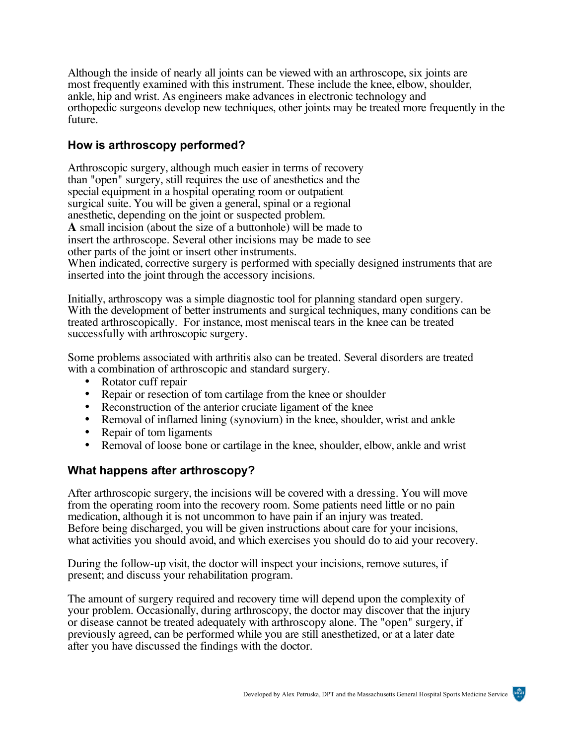Although the inside of nearly all joints can be viewed with an arthroscope, six joints are most frequently examined with this instrument. These include the knee, elbow, shoulder, ankle, hip and wrist. As engineers make advances in electronic technology and orthopedic surgeons develop new techniques, other joints may be treated more frequently in the future.

### How is arthroscopy performed?

Arthroscopic surgery, although much easier in terms of recovery than "open" surgery, still requires the use of anesthetics and the special equipment in a hospital operating room or outpatient surgical suite. You will be given a general, spinal or a regional anesthetic, depending on the joint or suspected problem. **A** small incision (about the size of a buttonhole) will be made to insert the arthroscope. Several other incisions may be made to see other parts of the joint or insert other instruments. When indicated, corrective surgery is performed with specially designed instruments that are inserted into the joint through the accessory incisions.

Initially, arthroscopy was a simple diagnostic tool for planning standard open surgery. With the development of better instruments and surgical techniques, many conditions can be treated arthroscopically. For instance, most meniscal tears in the knee can be treated successfully with arthroscopic surgery.

Some problems associated with arthritis also can be treated. Several disorders are treated with a combination of arthroscopic and standard surgery.

- Rotator cuff repair
- Repair or resection of tom cartilage from the knee or shoulder
- Reconstruction of the anterior cruciate ligament of the knee
- Removal of inflamed lining (synovium) in the knee, shoulder, wrist and ankle
- Repair of tom ligaments
- Removal of loose bone or cartilage in the knee, shoulder, elbow, ankle and wrist

### What happens after arthroscopy?

After arthroscopic surgery, the incisions will be covered with a dressing. You will move from the operating room into the recovery room. Some patients need little or no pain medication, although it is not uncommon to have pain if an injury was treated. Before being discharged, you will be given instructions about care for your incisions, what activities you should avoid, and which exercises you should do to aid your recovery.

During the follow-up visit, the doctor will inspect your incisions, remove sutures, if present; and discuss your rehabilitation program.

The amount of surgery required and recovery time will depend upon the complexity of your problem. Occasionally, during arthroscopy, the doctor may discover that the injury or disease cannot be treated adequately with arthroscopy alone. The "open" surgery, if previously agreed, can be performed while you are still anesthetized, or at a later date after you have discussed the findings with the doctor.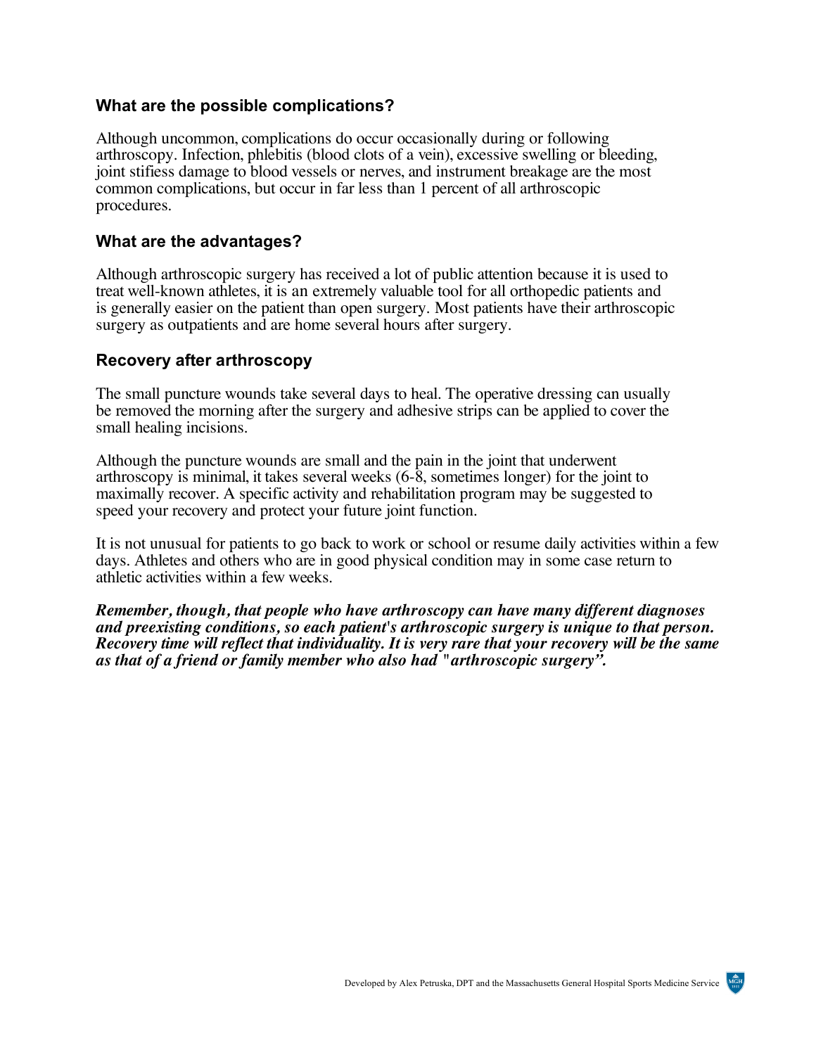### What are the possible complications?

Although uncommon, complications do occur occasionally during or following arthroscopy. Infection, phlebitis (blood clots of a vein), excessive swelling or bleeding, joint stifiess damage to blood vessels or nerves, and instrument breakage are the most common complications, but occur in far less than 1 percent of all arthroscopic procedures.

### What are the advantages?

Although arthroscopic surgery has received a lot of public attention because it is used to treat well-known athletes, it is an extremely valuable tool for all orthopedic patients and is generally easier on the patient than open surgery. Most patients have their arthroscopic surgery as outpatients and are home several hours after surgery.

### Recovery after arthroscopy

The small puncture wounds take several days to heal. The operative dressing can usually be removed the morning after the surgery and adhesive strips can be applied to cover the small healing incisions.

Although the puncture wounds are small and the pain in the joint that underwent arthroscopy is minimal, it takes several weeks (6-8, sometimes longer) for the joint to maximally recover. A specific activity and rehabilitation program may be suggested to speed your recovery and protect your future joint function.

It is not unusual for patients to go back to work or school or resume daily activities within a few days. Athletes and others who are in good physical condition may in some case return to athletic activities within a few weeks.

***Remember, though, that people who have arthroscopy can have many different diagnoses and preexisting conditions, so each patient's arthroscopic surgery is unique to that person. Recovery time will reflect that individuality. It is very rare that your recovery will be the same as that of a friend or family member who also had "arthroscopic surgery”.***

Developed by Alex Petruska, DPT and the Massachusetts General Hospital Sports Medicine Service